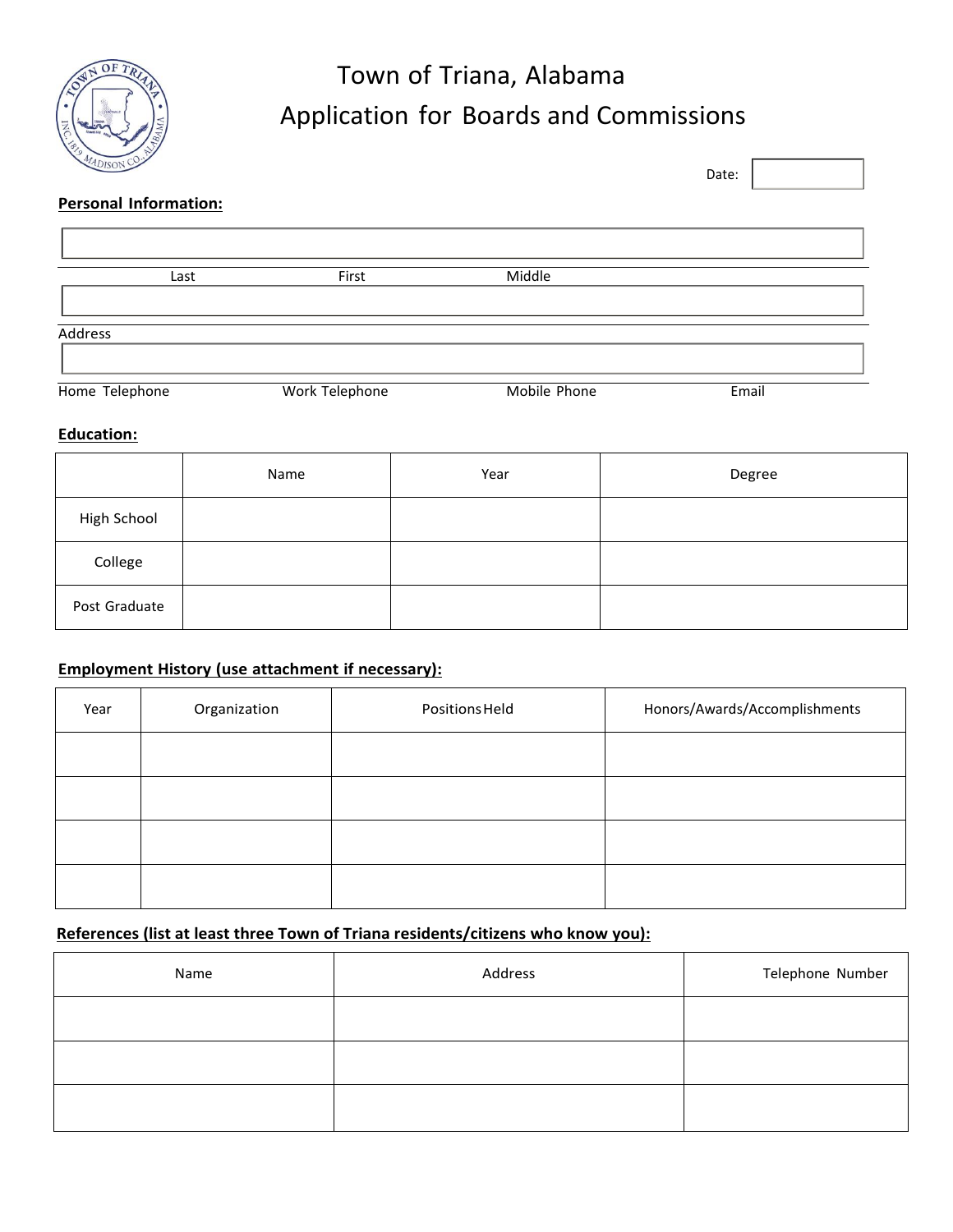# Town of Triana, Alabama
## Application for Boards and Commissions

Date:

**Personal Information:**

Last First Middle

Address

Home Telephone Work Telephone Mobile Phone Email

**Education:**

| | Name | Year | Degree |
|---|---|---|---|
| High School | | | |
| College | | | |
| Post Graduate | | | |

**Employment History (use attachment if necessary):**

| Year | Organization | Positions Held | Honors/Awards/Accomplishments |
|---|---|---|---|
| | | | |
| | | | |
| | | | |
| | | | |

**References (list at least three Town of Triana residents/citizens who know you):**

| Name | Address | Telephone Number |
|---|---|---|
| | | |
| | | |
| | | |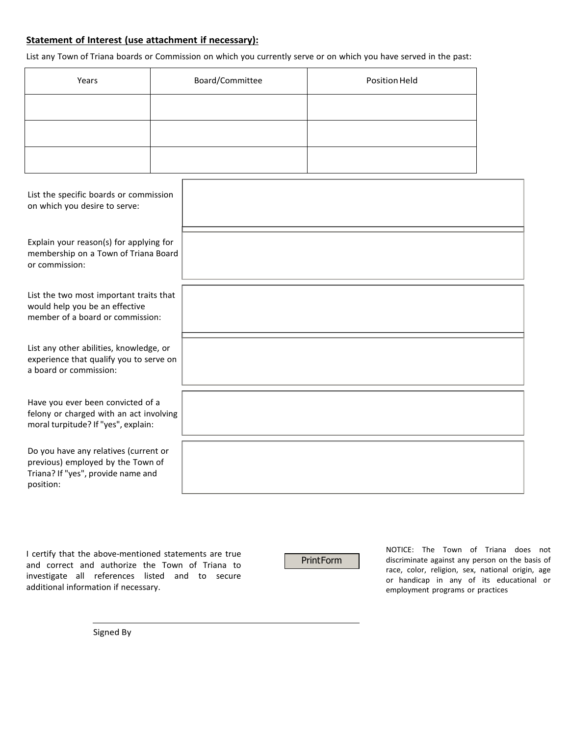**Statement of Interest (use attachment if necessary):**

List any Town of Triana boards or Commission on which you currently serve or on which you have served in the past:

| Years | Board/Committee | Position Held |
|---|---|---|
| | | |
| | | |
| | | |

List the specific boards or commission on which you desire to serve:

Explain your reason(s) for applying for membership on a Town of Triana Board or commission:

List the two most important traits that would help you be an effective member of a board or commission:

List any other abilities, knowledge, or experience that qualify you to serve on a board or commission:

Have you ever been convicted of a felony or charged with an act involving moral turpitude? If "yes", explain:

Do you have any relatives (current or previous) employed by the Town of Triana? If "yes", provide name and position:

I certify that the above-mentioned statements are true and correct and authorize the Town of Triana to investigate all references listed and to secure additional information if necessary.

Print Form

NOTICE: The Town of Triana does not discriminate against any person on the basis of race, color, religion, sex, national origin, age or handicap in any of its educational or employment programs or practices

Signed By